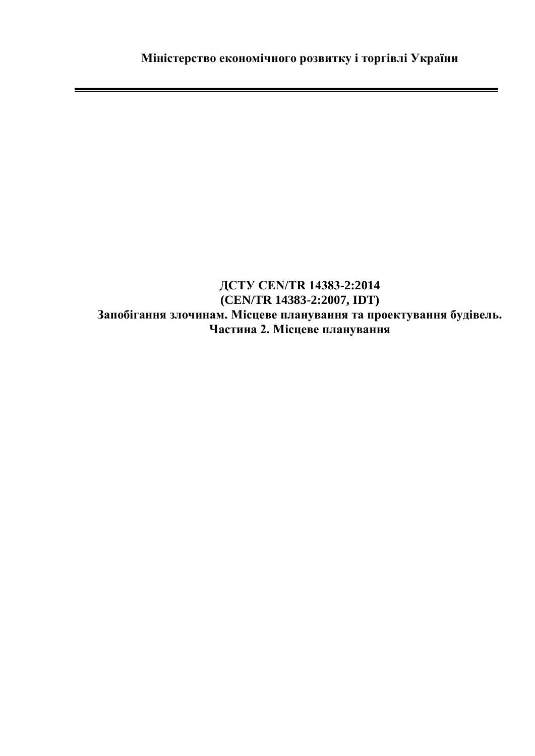**Міністерство економічного розвитку і торгівлі України**

---

# ДСТУ CEN/TR 14383-2:2014
# (CEN/TR 14383-2:2007, IDT)
# Запобігання злочинам. Місцеве планування та проектування будівель. Частина 2. Місцеве планування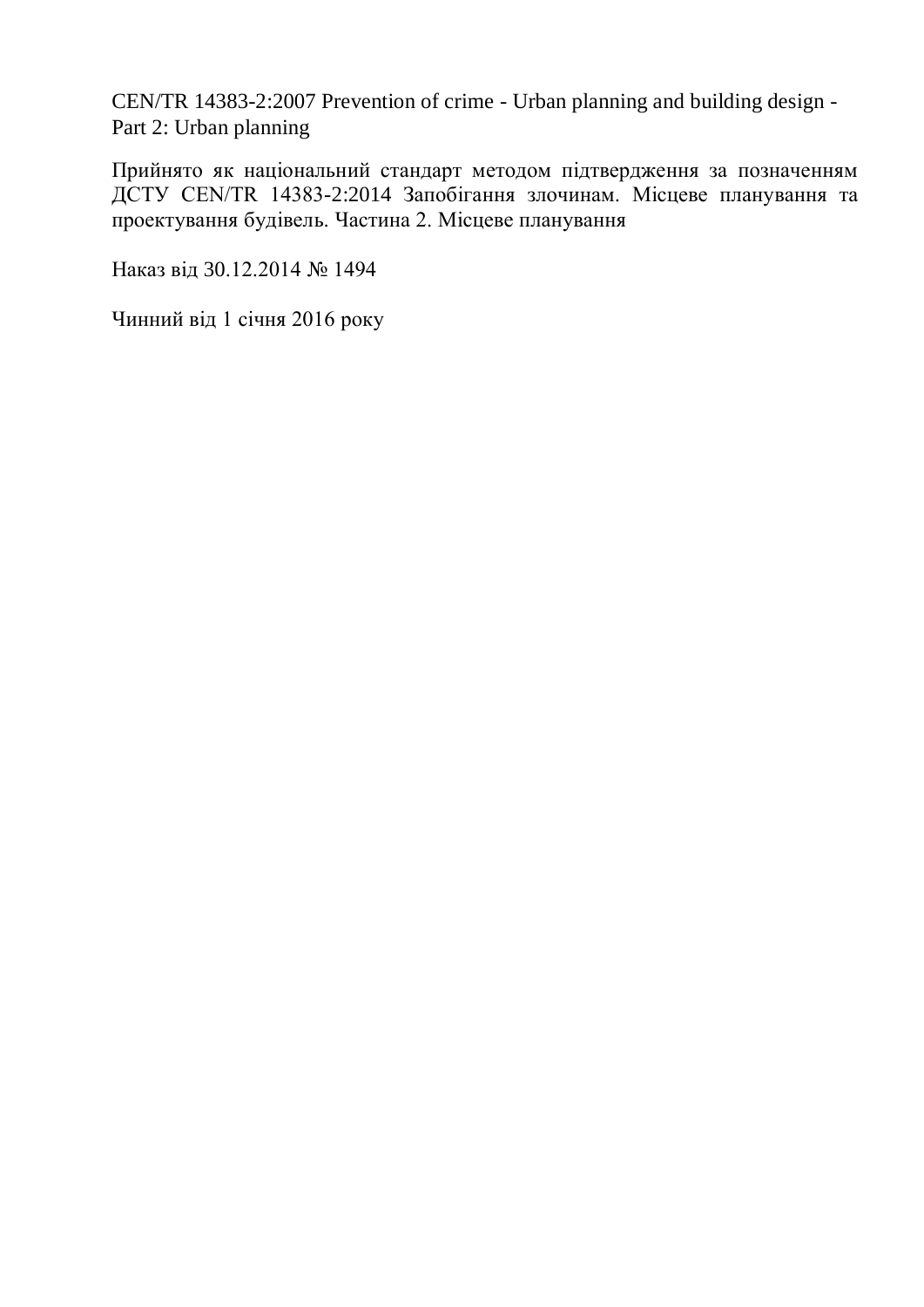CEN/TR 14383-2:2007 Prevention of crime - Urban planning and building design - Part 2: Urban planning

Прийнято як національний стандарт методом підтвердження за позначенням ДСТУ CEN/TR 14383-2:2014 Запобігання злочинам. Місцеве планування та проектування будівель. Частина 2. Місцеве планування

Наказ від 30.12.2014 № 1494

Чинний від 1 січня 2016 року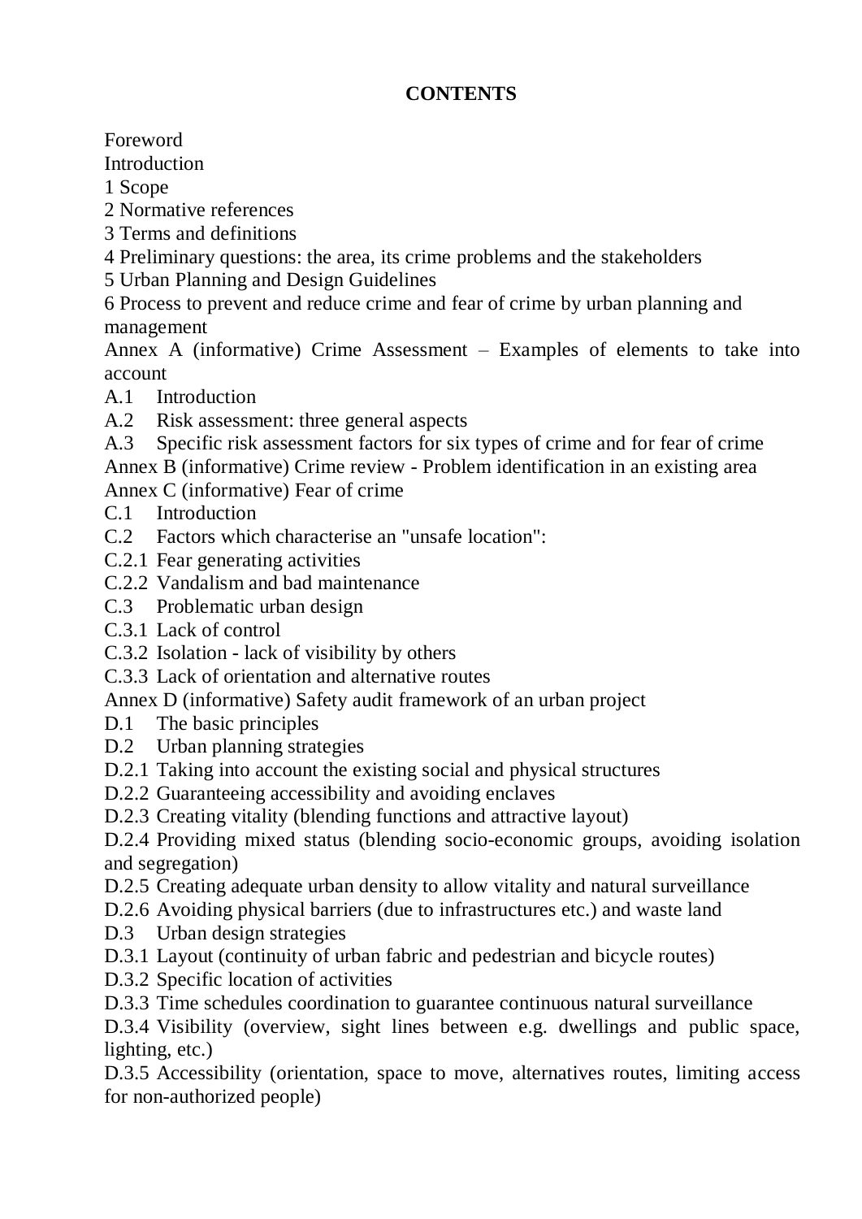**CONTENTS**

Foreword
Introduction
1 Scope
2 Normative references
3 Terms and definitions
4 Preliminary questions: the area, its crime problems and the stakeholders
5 Urban Planning and Design Guidelines
6 Process to prevent and reduce crime and fear of crime by urban planning and management
Annex A (informative) Crime Assessment – Examples of elements to take into account
A.1 Introduction
A.2 Risk assessment: three general aspects
A.3 Specific risk assessment factors for six types of crime and for fear of crime
Annex B (informative) Crime review - Problem identification in an existing area
Annex C (informative) Fear of crime
C.1 Introduction
C.2 Factors which characterise an "unsafe location":
C.2.1 Fear generating activities
C.2.2 Vandalism and bad maintenance
C.3 Problematic urban design
C.3.1 Lack of control
C.3.2 Isolation - lack of visibility by others
C.3.3 Lack of orientation and alternative routes
Annex D (informative) Safety audit framework of an urban project
D.1 The basic principles
D.2 Urban planning strategies
D.2.1 Taking into account the existing social and physical structures
D.2.2 Guaranteeing accessibility and avoiding enclaves
D.2.3 Creating vitality (blending functions and attractive layout)
D.2.4 Providing mixed status (blending socio-economic groups, avoiding isolation and segregation)
D.2.5 Creating adequate urban density to allow vitality and natural surveillance
D.2.6 Avoiding physical barriers (due to infrastructures etc.) and waste land
D.3 Urban design strategies
D.3.1 Layout (continuity of urban fabric and pedestrian and bicycle routes)
D.3.2 Specific location of activities
D.3.3 Time schedules coordination to guarantee continuous natural surveillance
D.3.4 Visibility (overview, sight lines between e.g. dwellings and public space, lighting, etc.)
D.3.5 Accessibility (orientation, space to move, alternatives routes, limiting access for non-authorized people)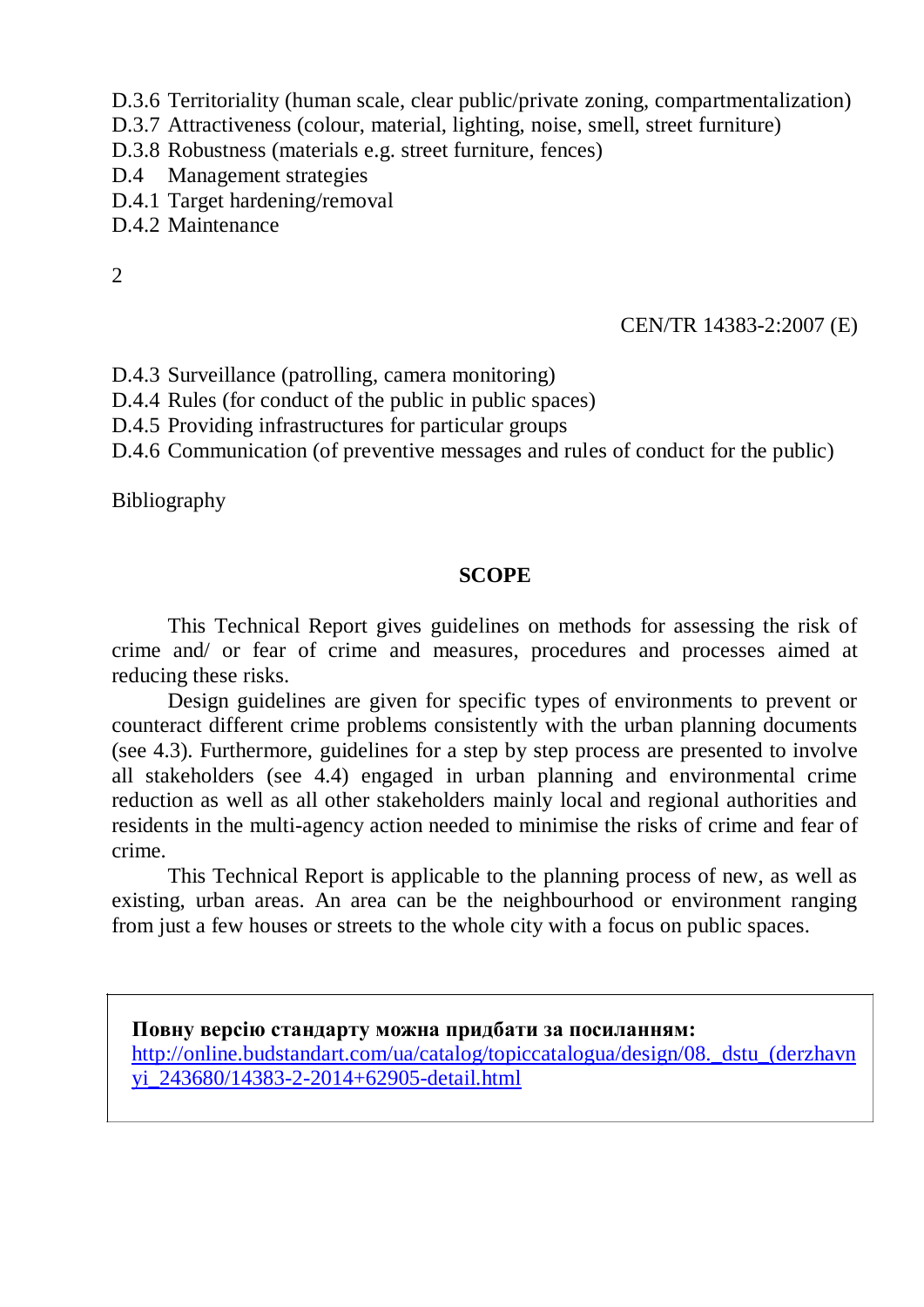D.3.6 Territoriality (human scale, clear public/private zoning, compartmentalization)
D.3.7 Attractiveness (colour, material, lighting, noise, smell, street furniture)
D.3.8 Robustness (materials e.g. street furniture, fences)
D.4 Management strategies
D.4.1 Target hardening/removal
D.4.2 Maintenance
D.4.3 Surveillance (patrolling, camera monitoring)
D.4.4 Rules (for conduct of the public in public spaces)
D.4.5 Providing infrastructures for particular groups
D.4.6 Communication (of preventive messages and rules of conduct for the public)

Bibliography

## SCOPE

This Technical Report gives guidelines on methods for assessing the risk of crime and/ or fear of crime and measures, procedures and processes aimed at reducing these risks.

Design guidelines are given for specific types of environments to prevent or counteract different crime problems consistently with the urban planning documents (see 4.3). Furthermore, guidelines for a step by step process are presented to involve all stakeholders (see 4.4) engaged in urban planning and environmental crime reduction as well as all other stakeholders mainly local and regional authorities and residents in the multi-agency action needed to minimise the risks of crime and fear of crime.

This Technical Report is applicable to the planning process of new, as well as existing, urban areas. An area can be the neighbourhood or environment ranging from just a few houses or streets to the whole city with a focus on public spaces.

**Повну версію стандарту можна придбати за посиланням:**
http://online.budstandart.com/ua/catalog/topiccatalogua/design/08._dstu_(derzhavnyi_243680/14383-2-2014+62905-detail.html